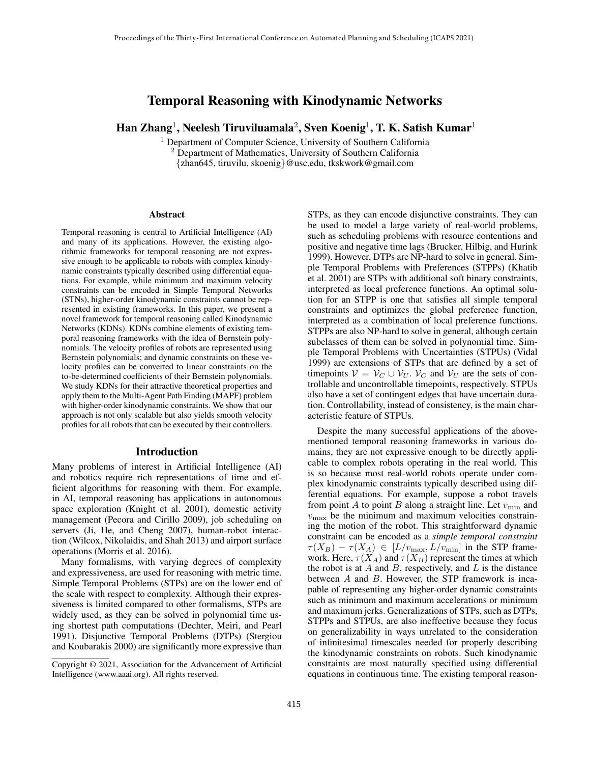# Temporal Reasoning with Kinodynamic Networks

**Han Zhang**[1], **Neelesh Tiruviluamala**[2], **Sven Koenig**[1], **T. K. Satish Kumar**[1]

[1] Department of Computer Science, University of Southern California
[2] Department of Mathematics, University of Southern California
{zhan645, tiruvilu, skoenig}@usc.edu, tkskwork@gmail.com

## Abstract

Temporal reasoning is central to Artificial Intelligence (AI) and many of its applications. However, the existing algorithmic frameworks for temporal reasoning are not expressive enough to be applicable to robots with complex kinodynamic constraints typically described using differential equations. For example, while minimum and maximum velocity constraints can be encoded in Simple Temporal Networks (STNs), higher-order kinodynamic constraints cannot be represented in existing frameworks. In this paper, we present a novel framework for temporal reasoning called Kinodynamic Networks (KDNs). KDNs combine elements of existing temporal reasoning frameworks with the idea of Bernstein polynomials. The velocity profiles of robots are represented using Bernstein polynomials; and dynamic constraints on these velocity profiles can be converted to linear constraints on the to-be-determined coefficients of their Bernstein polynomials. We study KDNs for their attractive theoretical properties and apply them to the Multi-Agent Path Finding (MAPF) problem with higher-order kinodynamic constraints. We show that our approach is not only scalable but also yields smooth velocity profiles for all robots that can be executed by their controllers.

## Introduction

Many problems of interest in Artificial Intelligence (AI) and robotics require rich representations of time and efficient algorithms for reasoning with them. For example, in AI, temporal reasoning has applications in autonomous space exploration (Knight et al. 2001), domestic activity management (Pecora and Cirillo 2009), job scheduling on servers (Ji, He, and Cheng 2007), human-robot interaction (Wilcox, Nikolaidis, and Shah 2013) and airport surface operations (Morris et al. 2016).

Many formalisms, with varying degrees of complexity and expressiveness, are used for reasoning with metric time. Simple Temporal Problems (STPs) are on the lower end of the scale with respect to complexity. Although their expressiveness is limited compared to other formalisms, STPs are widely used, as they can be solved in polynomial time using shortest path computations (Dechter, Meiri, and Pearl 1991). Disjunctive Temporal Problems (DTPs) (Stergiou and Koubarakis 2000) are significantly more expressive than STPs, as they can encode disjunctive constraints. They can be used to model a large variety of real-world problems, such as scheduling problems with resource contentions and positive and negative time lags (Brucker, Hilbig, and Hurink 1999). However, DTPs are NP-hard to solve in general. Simple Temporal Problems with Preferences (STPPs) (Khatib et al. 2001) are STPs with additional soft binary constraints, interpreted as local preference functions. An optimal solution for an STPP is one that satisfies all simple temporal constraints and optimizes the global preference function, interpreted as a combination of local preference functions. STPPs are also NP-hard to solve in general, although certain subclasses of them can be solved in polynomial time. Simple Temporal Problems with Uncertainties (STPUs) (Vidal 1999) are extensions of STPs that are defined by a set of timepoints $\mathcal{V} = \mathcal{V}_C \cup \mathcal{V}_U$. $\mathcal{V}_C$ and $\mathcal{V}_U$ are the sets of controllable and uncontrollable timepoints, respectively. STPUs also have a set of contingent edges that have uncertain duration. Controllability, instead of consistency, is the main characteristic feature of STPUs.

Despite the many successful applications of the above-mentioned temporal reasoning frameworks in various domains, they are not expressive enough to be directly applicable to complex robots operating in the real world. This is so because most real-world robots operate under complex kinodynamic constraints typically described using differential equations. For example, suppose a robot travels from point $A$ to point $B$ along a straight line. Let $v_{\min}$ and $v_{\max}$ be the minimum and maximum velocities constraining the motion of the robot. This straightforward dynamic constraint can be encoded as a *simple temporal constraint* $\tau(X_B) - \tau(X_A) \in [L/v_{\max}, L/v_{\min}]$ in the STP framework. Here, $\tau(X_A)$ and $\tau(X_B)$ represent the times at which the robot is at $A$ and $B$, respectively, and $L$ is the distance between $A$ and $B$. However, the STP framework is incapable of representing any higher-order dynamic constraints such as minimum and maximum accelerations or minimum and maximum jerks. Generalizations of STPs, such as DTPs, STPPs and STPUs, are also ineffective because they focus on generalizability in ways unrelated to the consideration of infinitesimal timescales needed for properly describing the kinodynamic constraints on robots. Such kinodynamic constraints are most naturally specified using differential equations in continuous time. The existing temporal reason-

Copyright © 2021, Association for the Advancement of Artificial Intelligence (www.aaai.org). All rights reserved.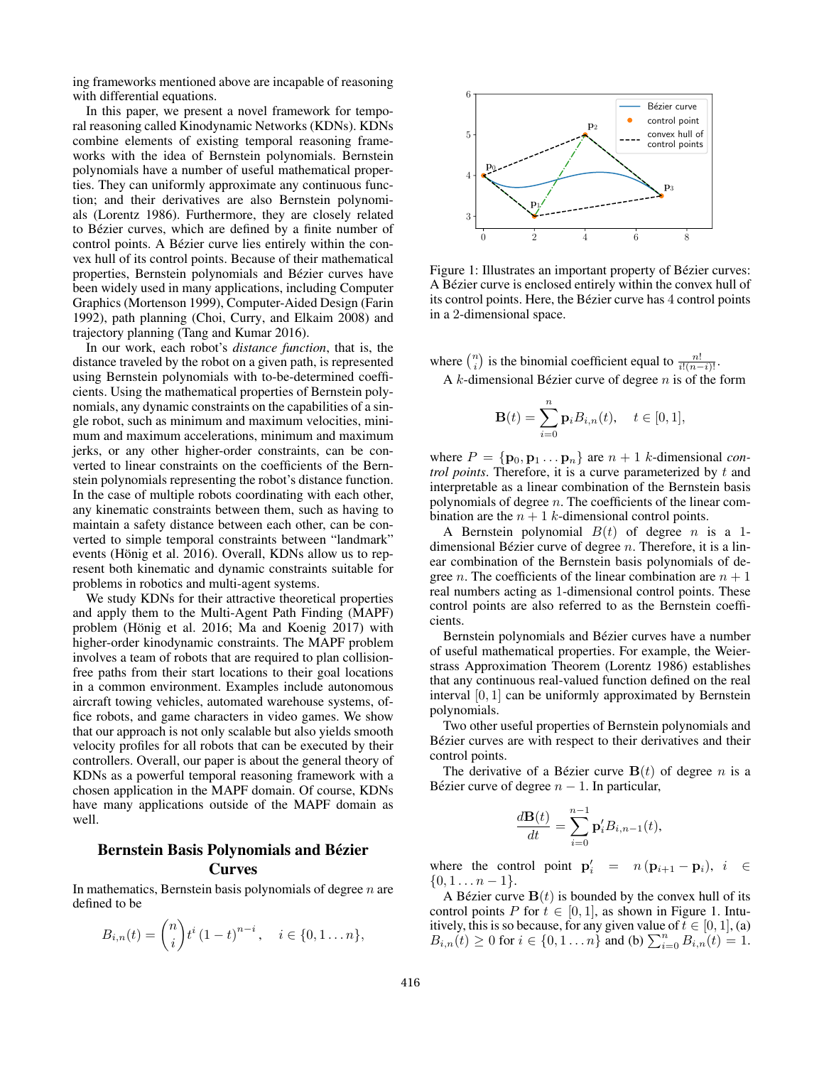ing frameworks mentioned above are incapable of reasoning with differential equations.

In this paper, we present a novel framework for temporal reasoning called Kinodynamic Networks (KDNs). KDNs combine elements of existing temporal reasoning frameworks with the idea of Bernstein polynomials. Bernstein polynomials have a number of useful mathematical properties. They can uniformly approximate any continuous function; and their derivatives are also Bernstein polynomials (Lorentz 1986). Furthermore, they are closely related to Bézier curves, which are defined by a finite number of control points. A Bézier curve lies entirely within the convex hull of its control points. Because of their mathematical properties, Bernstein polynomials and Bézier curves have been widely used in many applications, including Computer Graphics (Mortenson 1999), Computer-Aided Design (Farin 1992), path planning (Choi, Curry, and Elkaim 2008) and trajectory planning (Tang and Kumar 2016).

In our work, each robot's *distance function*, that is, the distance traveled by the robot on a given path, is represented using Bernstein polynomials with to-be-determined coefficients. Using the mathematical properties of Bernstein polynomials, any dynamic constraints on the capabilities of a single robot, such as minimum and maximum velocities, minimum and maximum accelerations, minimum and maximum jerks, or any other higher-order constraints, can be converted to linear constraints on the coefficients of the Bernstein polynomials representing the robot's distance function. In the case of multiple robots coordinating with each other, any kinematic constraints between them, such as having to maintain a safety distance between each other, can be converted to simple temporal constraints between "landmark" events (Hönig et al. 2016). Overall, KDNs allow us to represent both kinematic and dynamic constraints suitable for problems in robotics and multi-agent systems.

We study KDNs for their attractive theoretical properties and apply them to the Multi-Agent Path Finding (MAPF) problem (Hönig et al. 2016; Ma and Koenig 2017) with higher-order kinodynamic constraints. The MAPF problem involves a team of robots that are required to plan collision-free paths from their start locations to their goal locations in a common environment. Examples include autonomous aircraft towing vehicles, automated warehouse systems, office robots, and game characters in video games. We show that our approach is not only scalable but also yields smooth velocity profiles for all robots that can be executed by their controllers. Overall, our paper is about the general theory of KDNs as a powerful temporal reasoning framework with a chosen application in the MAPF domain. Of course, KDNs have many applications outside of the MAPF domain as well.

## Bernstein Basis Polynomials and Bézier Curves

In mathematics, Bernstein basis polynomials of degree $n$ are defined to be

$$B_{i,n}(t) = \binom{n}{i} t^i (1-t)^{n-i}, \quad i \in \{0, 1 \dots n\},$$

Figure 1: Illustrates an important property of Bézier curves: A Bézier curve is enclosed entirely within the convex hull of its control points. Here, the Bézier curve has 4 control points in a 2-dimensional space.

where $\binom{n}{i}$ is the binomial coefficient equal to $\frac{n!}{i!(n-i)!}$.

A $k$-dimensional Bézier curve of degree $n$ is of the form

$$\mathbf{B}(t) = \sum_{i=0}^{n} \mathbf{p}_i B_{i,n}(t), \quad t \in [0, 1],$$

where $P = \{\mathbf{p}_0, \mathbf{p}_1 \dots \mathbf{p}_n\}$ are $n+1$ $k$-dimensional *control points*. Therefore, it is a curve parameterized by $t$ and interpretable as a linear combination of the Bernstein basis polynomials of degree $n$. The coefficients of the linear combination are the $n+1$ $k$-dimensional control points.

A Bernstein polynomial $B(t)$ of degree $n$ is a 1-dimensional Bézier curve of degree $n$. Therefore, it is a linear combination of the Bernstein basis polynomials of degree $n$. The coefficients of the linear combination are $n+1$ real numbers acting as 1-dimensional control points. These control points are also referred to as the Bernstein coefficients.

Bernstein polynomials and Bézier curves have a number of useful mathematical properties. For example, the Weierstrass Approximation Theorem (Lorentz 1986) establishes that any continuous real-valued function defined on the real interval $[0, 1]$ can be uniformly approximated by Bernstein polynomials.

Two other useful properties of Bernstein polynomials and Bézier curves are with respect to their derivatives and their control points.

The derivative of a Bézier curve $\mathbf{B}(t)$ of degree $n$ is a Bézier curve of degree $n-1$. In particular,

$$\frac{d\mathbf{B}(t)}{dt} = \sum_{i=0}^{n-1} \mathbf{p}'_i B_{i,n-1}(t),$$

where the control point $\mathbf{p}'_i = n(\mathbf{p}_{i+1} - \mathbf{p}_i)$, $i \in \{0, 1 \dots n-1\}$.

A Bézier curve $\mathbf{B}(t)$ is bounded by the convex hull of its control points $P$ for $t \in [0, 1]$, as shown in Figure 1. Intuitively, this is so because, for any given value of $t \in [0, 1]$, (a) $B_{i,n}(t) \geq 0$ for $i \in \{0, 1 \dots n\}$ and (b) $\sum_{i=0}^{n} B_{i,n}(t) = 1$.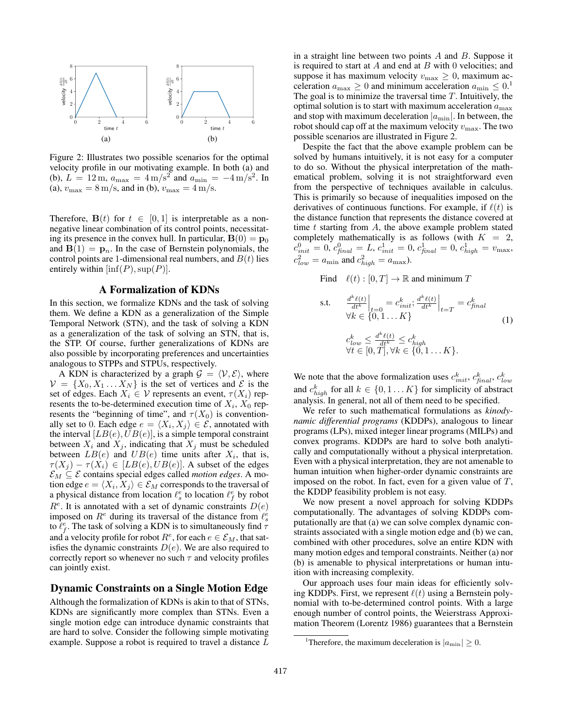Figure 2: Illustrates two possible scenarios for the optimal velocity profile in our motivating example. In both (a) and (b), $L = 12\,\mathrm{m}$, $a_{\max} = 4\,\mathrm{m/s^2}$ and $a_{\min} = -4\,\mathrm{m/s^2}$. In (a), $v_{\max} = 8\,\mathrm{m/s}$, and in (b), $v_{\max} = 4\,\mathrm{m/s}$.

Therefore, $\mathbf{B}(t)$ for $t \in [0, 1]$ is interpretable as a non-negative linear combination of its control points, necessitating its presence in the convex hull. In particular, $\mathbf{B}(0) = \mathbf{p}_0$ and $\mathbf{B}(1) = \mathbf{p}_n$. In the case of Bernstein polynomials, the control points are 1-dimensional real numbers, and $B(t)$ lies entirely within $[\inf(P), \sup(P)]$.

## A Formalization of KDNs

In this section, we formalize KDNs and the task of solving them. We define a KDN as a generalization of the Simple Temporal Network (STN), and the task of solving a KDN as a generalization of the task of solving an STN, that is, the STP. Of course, further generalizations of KDNs are also possible by incorporating preferences and uncertainties analogous to STPPs and STPUs, respectively.

A KDN is characterized by a graph $\mathcal{G} = \langle \mathcal{V}, \mathcal{E} \rangle$, where $\mathcal{V} = \{X_0, X_1 \ldots X_N\}$ is the set of vertices and $\mathcal{E}$ is the set of edges. Each $X_i \in \mathcal{V}$ represents an event, $\tau(X_i)$ represents the to-be-determined execution time of $X_i$, $X_0$ represents the "beginning of time", and $\tau(X_0)$ is conventionally set to 0. Each edge $e = \langle X_i, X_j \rangle \in \mathcal{E}$, annotated with the interval $[LB(e), UB(e)]$, is a simple temporal constraint between $X_i$ and $X_j$, indicating that $X_j$ must be scheduled between $LB(e)$ and $UB(e)$ time units after $X_i$, that is, $\tau(X_j) - \tau(X_i) \in [LB(e), UB(e)]$. A subset of the edges $\mathcal{E}_M \subseteq \mathcal{E}$ contains special edges called *motion edges*. A motion edge $e = \langle X_i, X_j \rangle \in \mathcal{E}_M$ corresponds to the traversal of a physical distance from location $\ell_s^e$ to location $\ell_f^e$ by robot $R^e$. It is annotated with a set of dynamic constraints $D(e)$ imposed on $R^e$ during its traversal of the distance from $\ell_s^e$ to $\ell_f^e$. The task of solving a KDN is to simultaneously find $\tau$ and a velocity profile for robot $R^e$, for each $e \in \mathcal{E}_M$, that satisfies the dynamic constraints $D(e)$. We are also required to correctly report so whenever no such $\tau$ and velocity profiles can jointly exist.

## Dynamic Constraints on a Single Motion Edge

Although the formalization of KDNs is akin to that of STNs, KDNs are significantly more complex than STNs. Even a single motion edge can introduce dynamic constraints that are hard to solve. Consider the following simple motivating example. Suppose a robot is required to travel a distance $L$ in a straight line between two points $A$ and $B$. Suppose it is required to start at $A$ and end at $B$ with 0 velocities; and suppose it has maximum velocity $v_{\max} \geq 0$, maximum acceleration $a_{\max} \geq 0$ and minimum acceleration $a_{\min} \leq 0$.[1] The goal is to minimize the traversal time $T$. Intuitively, the optimal solution is to start with maximum acceleration $a_{\max}$ and stop with maximum deceleration $|a_{\min}|$. In between, the robot should cap off at the maximum velocity $v_{\max}$. The two possible scenarios are illustrated in Figure 2.

Despite the fact that the above example problem can be solved by humans intuitively, it is not easy for a computer to do so. Without the physical interpretation of the mathematical problem, solving it is not straightforward even from the perspective of techniques available in calculus. This is primarily so because of inequalities imposed on the derivatives of continuous functions. For example, if $\ell(t)$ is the distance function that represents the distance covered at time $t$ starting from $A$, the above example problem stated completely mathematically is as follows (with $K = 2$, $c^0_{init} = 0$, $c^0_{final} = L$, $c^1_{init} = 0$, $c^1_{final} = 0$, $c^1_{high} = v_{\max}$, $c^2_{low} = a_{\min}$ and $c^2_{high} = a_{\max}$).

$$
\begin{aligned}
&\text{Find} \quad \ell(t) : [0, T] \to \mathbb{R} \text{ and minimum } T \\
&\text{s.t.} \quad \left.\frac{d^k \ell(t)}{dt^k}\right|_{t=0} = c^k_{init};\ \left.\frac{d^k \ell(t)}{dt^k}\right|_{t=T} = c^k_{final} \\
&\qquad \forall k \in \{0, 1 \ldots K\} \\
&\qquad c^k_{low} \leq \frac{d^k \ell(t)}{dt^k} \leq c^k_{high} \\
&\qquad \forall t \in [0, T], \forall k \in \{0, 1 \ldots K\}.
\end{aligned} \tag{1}
$$

We note that the above formalization uses $c^k_{init}$, $c^k_{final}$, $c^k_{low}$ and $c^k_{high}$ for all $k \in \{0, 1 \ldots K\}$ for simplicity of abstract analysis. In general, not all of them need to be specified.

We refer to such mathematical formulations as *kinodynamic differential programs* (KDDPs), analogous to linear programs (LPs), mixed integer linear programs (MILPs) and convex programs. KDDPs are hard to solve both analytically and computationally without a physical interpretation. Even with a physical interpretation, they are not amenable to human intuition when higher-order dynamic constraints are imposed on the robot. In fact, even for a given value of $T$, the KDDP feasibility problem is not easy.

We now present a novel approach for solving KDDPs computationally. The advantages of solving KDDPs computationally are that (a) we can solve complex dynamic constraints associated with a single motion edge and (b) we can, combined with other procedures, solve an entire KDN with many motion edges and temporal constraints. Neither (a) nor (b) is amenable to physical interpretations or human intuition with increasing complexity.

Our approach uses four main ideas for efficiently solving KDDPs. First, we represent $\ell(t)$ using a Bernstein polynomial with to-be-determined control points. With a large enough number of control points, the Weierstrass Approximation Theorem (Lorentz 1986) guarantees that a Bernstein

[1] Therefore, the maximum deceleration is $|a_{\min}| \geq 0$.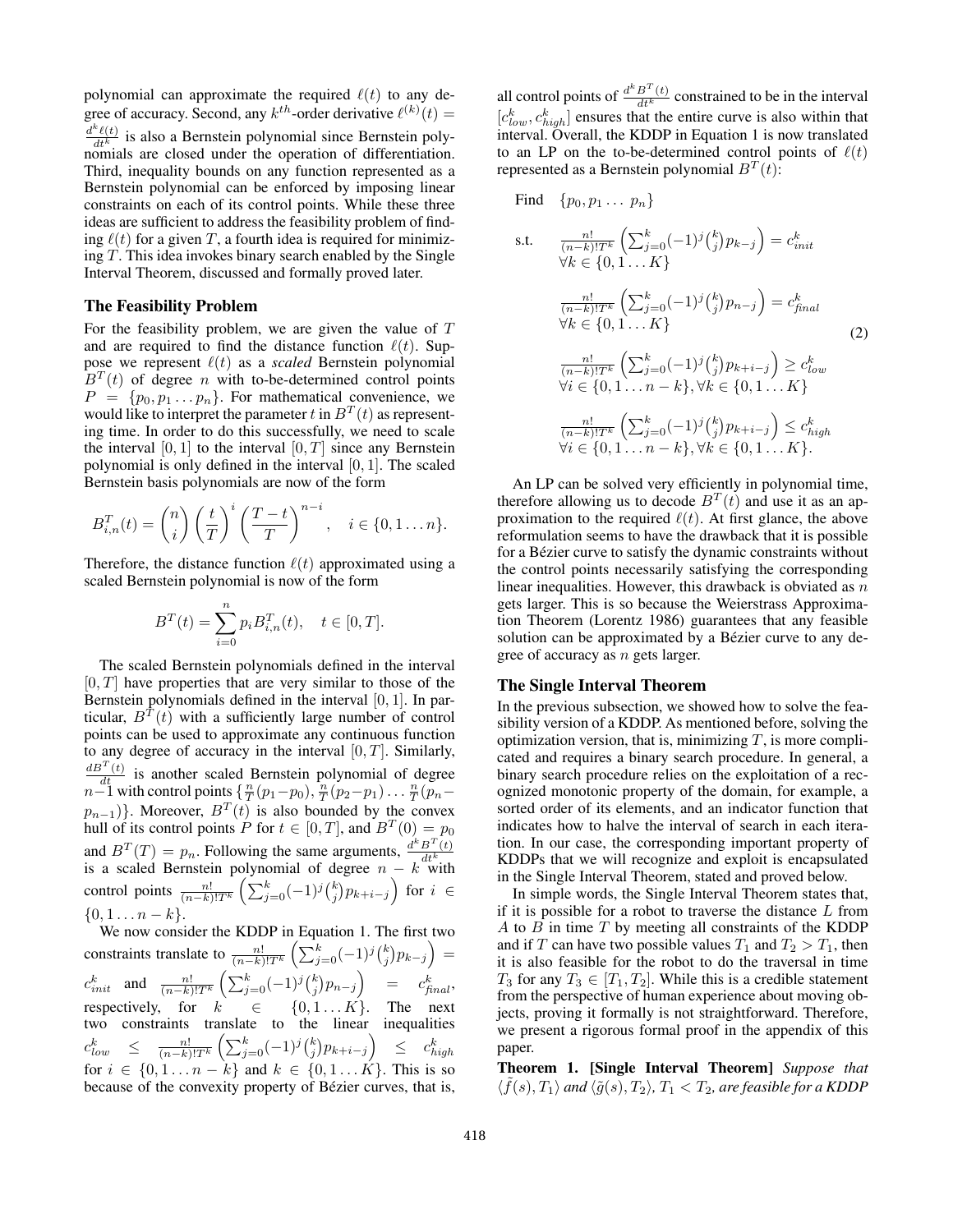polynomial can approximate the required $\ell(t)$ to any degree of accuracy. Second, any $k^{th}$-order derivative $\ell^{(k)}(t) = \frac{d^k \ell(t)}{dt^k}$ is also a Bernstein polynomial since Bernstein polynomials are closed under the operation of differentiation. Third, inequality bounds on any function represented as a Bernstein polynomial can be enforced by imposing linear constraints on each of its control points. While these three ideas are sufficient to address the feasibility problem of finding $\ell(t)$ for a given $T$, a fourth idea is required for minimizing $T$. This idea invokes binary search enabled by the Single Interval Theorem, discussed and formally proved later.

### The Feasibility Problem

For the feasibility problem, we are given the value of $T$ and are required to find the distance function $\ell(t)$. Suppose we represent $\ell(t)$ as a *scaled* Bernstein polynomial $B^T(t)$ of degree $n$ with to-be-determined control points $P = \{p_0, p_1 \dots p_n\}$. For mathematical convenience, we would like to interpret the parameter $t$ in $B^T(t)$ as representing time. In order to do this successfully, we need to scale the interval $[0, 1]$ to the interval $[0, T]$ since any Bernstein polynomial is only defined in the interval $[0, 1]$. The scaled Bernstein basis polynomials are now of the form

$$B^T_{i,n}(t) = \binom{n}{i} \left(\frac{t}{T}\right)^i \left(\frac{T-t}{T}\right)^{n-i}, \quad i \in \{0, 1 \dots n\}.$$

Therefore, the distance function $\ell(t)$ approximated using a scaled Bernstein polynomial is now of the form

$$B^T(t) = \sum_{i=0}^{n} p_i B^T_{i,n}(t), \quad t \in [0, T].$$

The scaled Bernstein polynomials defined in the interval $[0, T]$ have properties that are very similar to those of the Bernstein polynomials defined in the interval $[0, 1]$. In particular, $B^T(t)$ with a sufficiently large number of control points can be used to approximate any continuous function to any degree of accuracy in the interval $[0, T]$. Similarly, $\frac{dB^T(t)}{dt}$ is another scaled Bernstein polynomial of degree $n-1$ with control points $\{\frac{n}{T}(p_1-p_0), \frac{n}{T}(p_2-p_1) \dots \frac{n}{T}(p_n-p_{n-1})\}$. Moreover, $B^T(t)$ is also bounded by the convex hull of its control points $P$ for $t \in [0, T]$, and $B^T(0) = p_0$ and $B^T(T) = p_n$. Following the same arguments, $\frac{d^k B^T(t)}{dt^k}$ is a scaled Bernstein polynomial of degree $n-k$ with control points $\frac{n!}{(n-k)!T^k}\left(\sum_{j=0}^{k}(-1)^j\binom{k}{j}p_{k+i-j}\right)$ for $i \in \{0, 1 \dots n-k\}$.

We now consider the KDDP in Equation 1. The first two constraints translate to $\frac{n!}{(n-k)!T^k}\left(\sum_{j=0}^{k}(-1)^j\binom{k}{j}p_{k-j}\right) = c^k_{init}$ and $\frac{n!}{(n-k)!T^k}\left(\sum_{j=0}^{k}(-1)^j\binom{k}{j}p_{n-j}\right) = c^k_{final}$, respectively, for $k \in \{0, 1 \dots K\}$. The next two constraints translate to the linear inequalities $c^k_{low} \leq \frac{n!}{(n-k)!T^k}\left(\sum_{j=0}^{k}(-1)^j\binom{k}{j}p_{k+i-j}\right) \leq c^k_{high}$ for $i \in \{0, 1 \dots n-k\}$ and $k \in \{0, 1 \dots K\}$. This is so because of the convexity property of Bézier curves, that is, all control points of $\frac{d^k B^T(t)}{dt^k}$ constrained to be in the interval $[c^k_{low}, c^k_{high}]$ ensures that the entire curve is also within that interval. Overall, the KDDP in Equation 1 is now translated to an LP on the to-be-determined control points of $\ell(t)$ represented as a Bernstein polynomial $B^T(t)$:

$$
\begin{aligned}
\text{Find} \quad & \{p_0, p_1 \dots p_n\} \\
\text{s.t.} \quad & \tfrac{n!}{(n-k)!T^k}\left(\textstyle\sum_{j=0}^{k}(-1)^j\binom{k}{j}p_{k-j}\right) = c^k_{init} \\
& \forall k \in \{0, 1 \dots K\} \\
& \tfrac{n!}{(n-k)!T^k}\left(\textstyle\sum_{j=0}^{k}(-1)^j\binom{k}{j}p_{n-j}\right) = c^k_{final} \\
& \forall k \in \{0, 1 \dots K\} \\
& \tfrac{n!}{(n-k)!T^k}\left(\textstyle\sum_{j=0}^{k}(-1)^j\binom{k}{j}p_{k+i-j}\right) \geq c^k_{low} \\
& \forall i \in \{0, 1 \dots n-k\}, \forall k \in \{0, 1 \dots K\} \\
& \tfrac{n!}{(n-k)!T^k}\left(\textstyle\sum_{j=0}^{k}(-1)^j\binom{k}{j}p_{k+i-j}\right) \leq c^k_{high} \\
& \forall i \in \{0, 1 \dots n-k\}, \forall k \in \{0, 1 \dots K\}.
\end{aligned}
\tag{2}
$$

An LP can be solved very efficiently in polynomial time, therefore allowing us to decode $B^T(t)$ and use it as an approximation to the required $\ell(t)$. At first glance, the above reformulation seems to have the drawback that it is possible for a Bézier curve to satisfy the dynamic constraints without the control points necessarily satisfying the corresponding linear inequalities. However, this drawback is obviated as $n$ gets larger. This is so because the Weierstrass Approximation Theorem (Lorentz 1986) guarantees that any feasible solution can be approximated by a Bézier curve to any degree of accuracy as $n$ gets larger.

### The Single Interval Theorem

In the previous subsection, we showed how to solve the feasibility version of a KDDP. As mentioned before, solving the optimization version, that is, minimizing $T$, is more complicated and requires a binary search procedure. In general, a binary search procedure relies on the exploitation of a recognized monotonic property of the domain, for example, a sorted order of its elements, and an indicator function that indicates how to halve the interval of search in each iteration. In our case, the corresponding important property of KDDPs that we will recognize and exploit is encapsulated in the Single Interval Theorem, stated and proved below.

In simple words, the Single Interval Theorem states that, if it is possible for a robot to traverse the distance $L$ from $A$ to $B$ in time $T$ by meeting all constraints of the KDDP and if $T$ can have two possible values $T_1$ and $T_2 > T_1$, then it is also feasible for the robot to do the traversal in time $T_3$ for any $T_3 \in [T_1, T_2]$. While this is a credible statement from the perspective of human experience about moving objects, proving it formally is not straightforward. Therefore, we present a rigorous formal proof in the appendix of this paper.

**Theorem 1. [Single Interval Theorem]** *Suppose that $\langle \tilde{f}(s), T_1 \rangle$ and $\langle \tilde{g}(s), T_2 \rangle$, $T_1 < T_2$, are feasible for a KDDP*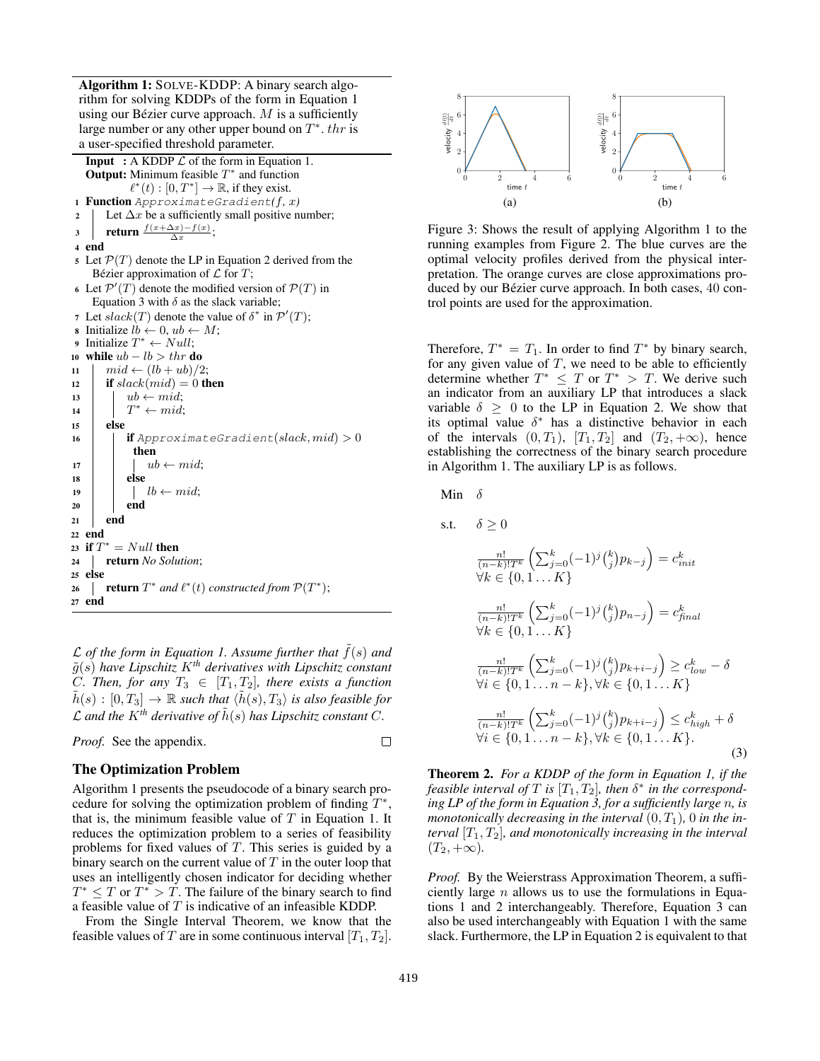**Algorithm 1:** SOLVE-KDDP: A binary search algorithm for solving KDDPs of the form in Equation 1 using our Bézier curve approach. $M$ is a sufficiently large number or any other upper bound on $T^*$. $thr$ is a user-specified threshold parameter.

```
Input  : A KDDP L of the form in Equation 1.
Output: Minimum feasible T* and function
        ℓ*(t) : [0, T*] → ℝ, if they exist.
1  Function ApproximateGradient(f, x)
2      Let Δx be a sufficiently small positive number;
3      return (f(x+Δx) − f(x)) / Δx;
4  end
5  Let P(T) denote the LP in Equation 2 derived from the
       Bézier approximation of L for T;
6  Let P'(T) denote the modified version of P(T) in
       Equation 3 with δ as the slack variable;
7  Let slack(T) denote the value of δ* in P'(T);
8  Initialize lb ← 0, ub ← M;
9  Initialize T* ← Null;
10 while ub − lb > thr do
11     mid ← (lb + ub)/2;
12     if slack(mid) = 0 then
13         ub ← mid;
14         T* ← mid;
15     else
16         if ApproximateGradient(slack, mid) > 0
             then
17             ub ← mid;
18         else
19             lb ← mid;
20         end
21     end
22 end
23 if T* = Null then
24     return No Solution;
25 else
26     return T* and ℓ*(t) constructed from P(T*);
27 end
```

$\mathcal{L}$ *of the form in Equation 1. Assume further that* $\tilde{f}(s)$ *and* $\tilde{g}(s)$ *have Lipschitz* $K^{th}$ *derivatives with Lipschitz constant* $C$*. Then, for any* $T_3 \in [T_1, T_2]$*, there exists a function* $\tilde{h}(s) : [0, T_3] \to \mathbb{R}$ *such that* $\langle \tilde{h}(s), T_3 \rangle$ *is also feasible for* $\mathcal{L}$ *and the* $K^{th}$ *derivative of* $\tilde{h}(s)$ *has Lipschitz constant* $C$*.*

*Proof.* See the appendix. □

## The Optimization Problem

Algorithm 1 presents the pseudocode of a binary search procedure for solving the optimization problem of finding $T^*$, that is, the minimum feasible value of $T$ in Equation 1. It reduces the optimization problem to a series of feasibility problems for fixed values of $T$. This series is guided by a binary search on the current value of $T$ in the outer loop that uses an intelligently chosen indicator for deciding whether $T^* \leq T$ or $T^* > T$. The failure of the binary search to find a feasible value of $T$ is indicative of an infeasible KDDP.

From the Single Interval Theorem, we know that the feasible values of $T$ are in some continuous interval $[T_1, T_2]$.

Figure 3: Shows the result of applying Algorithm 1 to the running examples from Figure 2. The blue curves are the optimal velocity profiles derived from the physical interpretation. The orange curves are close approximations produced by our Bézier curve approach. In both cases, 40 control points are used for the approximation.

Therefore, $T^* = T_1$. In order to find $T^*$ by binary search, for any given value of $T$, we need to be able to efficiently determine whether $T^* \leq T$ or $T^* > T$. We derive such an indicator from an auxiliary LP that introduces a slack variable $\delta \geq 0$ to the LP in Equation 2. We show that its optimal value $\delta^*$ has a distinctive behavior in each of the intervals $(0, T_1)$, $[T_1, T_2]$ and $(T_2, +\infty)$, hence establishing the correctness of the binary search procedure in Algorithm 1. The auxiliary LP is as follows.

$$
\begin{aligned}
\text{Min} \quad & \delta \\
\text{s.t.} \quad & \delta \geq 0 \\
& \tfrac{n!}{(n-k)!T^k}\left(\textstyle\sum_{j=0}^{k}(-1)^j\binom{k}{j}p_{k-j}\right) = c^k_{init} \\
& \forall k \in \{0, 1 \ldots K\} \\
& \tfrac{n!}{(n-k)!T^k}\left(\textstyle\sum_{j=0}^{k}(-1)^j\binom{k}{j}p_{n-j}\right) = c^k_{final} \\
& \forall k \in \{0, 1 \ldots K\} \\
& \tfrac{n!}{(n-k)!T^k}\left(\textstyle\sum_{j=0}^{k}(-1)^j\binom{k}{j}p_{k+i-j}\right) \geq c^k_{low} - \delta \\
& \forall i \in \{0, 1 \ldots n-k\}, \forall k \in \{0, 1 \ldots K\} \\
& \tfrac{n!}{(n-k)!T^k}\left(\textstyle\sum_{j=0}^{k}(-1)^j\binom{k}{j}p_{k+i-j}\right) \leq c^k_{high} + \delta \\
& \forall i \in \{0, 1 \ldots n-k\}, \forall k \in \{0, 1 \ldots K\}.
\end{aligned}
\tag{3}
$$

**Theorem 2.** *For a KDDP of the form in Equation 1, if the feasible interval of* $T$ *is* $[T_1, T_2]$*, then* $\delta^*$ *in the corresponding LP of the form in Equation 3, for a sufficiently large* $n$*, is monotonically decreasing in the interval* $(0, T_1)$*, 0 in the interval* $[T_1, T_2]$*, and monotonically increasing in the interval* $(T_2, +\infty)$*.*

*Proof.* By the Weierstrass Approximation Theorem, a sufficiently large $n$ allows us to use the formulations in Equations 1 and 2 interchangeably. Therefore, Equation 3 can also be used interchangeably with Equation 1 with the same slack. Furthermore, the LP in Equation 2 is equivalent to that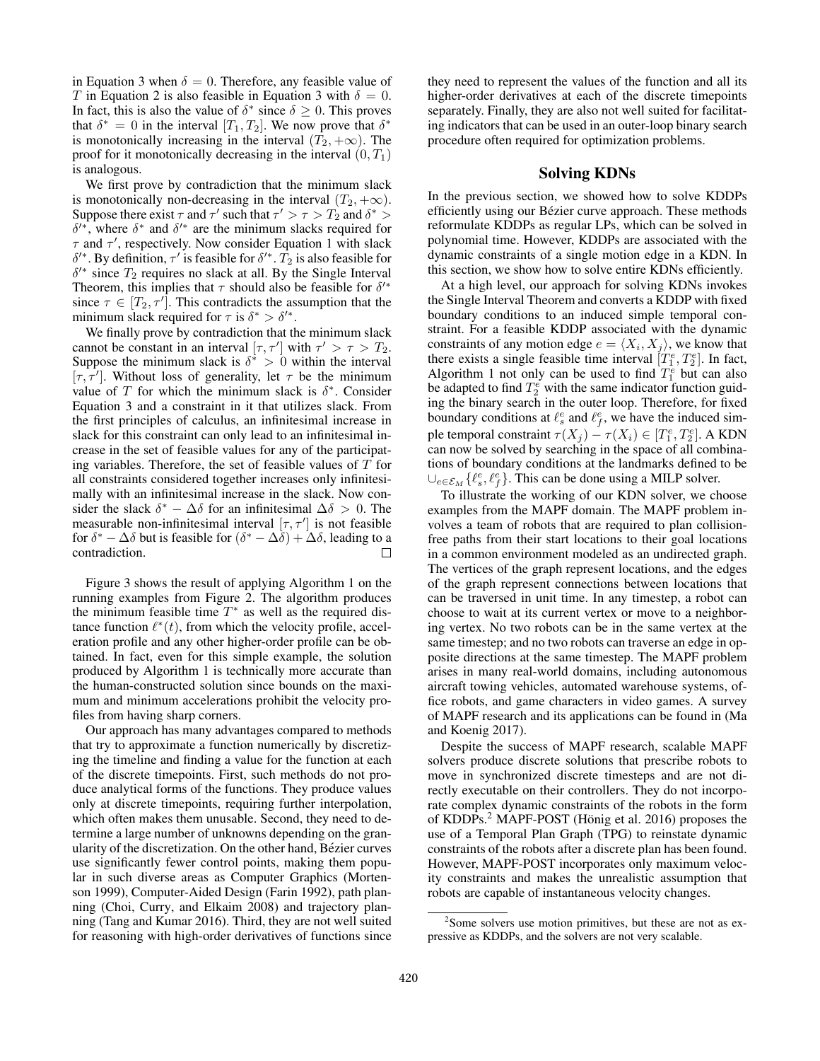in Equation 3 when $\delta = 0$. Therefore, any feasible value of $T$ in Equation 2 is also feasible in Equation 3 with $\delta = 0$. In fact, this is also the value of $\delta^*$ since $\delta \geq 0$. This proves that $\delta^* = 0$ in the interval $[T_1, T_2]$. We now prove that $\delta^*$ is monotonically increasing in the interval $(T_2, +\infty)$. The proof for it monotonically decreasing in the interval $(0, T_1)$ is analogous.

We first prove by contradiction that the minimum slack is monotonically non-decreasing in the interval $(T_2, +\infty)$. Suppose there exist $\tau$ and $\tau'$ such that $\tau' > \tau > T_2$ and $\delta^* > \delta'^*$, where $\delta^*$ and $\delta'^*$ are the minimum slacks required for $\tau$ and $\tau'$, respectively. Now consider Equation 1 with slack $\delta'^*$. By definition, $\tau'$ is feasible for $\delta'^*$. $T_2$ is also feasible for $\delta'^*$ since $T_2$ requires no slack at all. By the Single Interval Theorem, this implies that $\tau$ should also be feasible for $\delta'^*$ since $\tau \in [T_2, \tau']$. This contradicts the assumption that the minimum slack required for $\tau$ is $\delta^* > \delta'^*$.

We finally prove by contradiction that the minimum slack cannot be constant in an interval $[\tau, \tau']$ with $\tau' > \tau > T_2$. Suppose the minimum slack is $\delta^* > 0$ within the interval $[\tau, \tau']$. Without loss of generality, let $\tau$ be the minimum value of $T$ for which the minimum slack is $\delta^*$. Consider Equation 3 and a constraint in it that utilizes slack. From the first principles of calculus, an infinitesimal increase in slack for this constraint can only lead to an infinitesimal increase in the set of feasible values for any of the participating variables. Therefore, the set of feasible values of $T$ for all constraints considered together increases only infinitesimally with an infinitesimal increase in the slack. Now consider the slack $\delta^* - \Delta\delta$ for an infinitesimal $\Delta\delta > 0$. The measurable non-infinitesimal interval $[\tau, \tau']$ is not feasible for $\delta^* - \Delta\delta$ but is feasible for $(\delta^* - \Delta\delta) + \Delta\delta$, leading to a contradiction. □

Figure 3 shows the result of applying Algorithm 1 on the running examples from Figure 2. The algorithm produces the minimum feasible time $T^*$ as well as the required distance function $\ell^*(t)$, from which the velocity profile, acceleration profile and any other higher-order profile can be obtained. In fact, even for this simple example, the solution produced by Algorithm 1 is technically more accurate than the human-constructed solution since bounds on the maximum and minimum accelerations prohibit the velocity profiles from having sharp corners.

Our approach has many advantages compared to methods that try to approximate a function numerically by discretizing the timeline and finding a value for the function at each of the discrete timepoints. First, such methods do not produce analytical forms of the functions. They produce values only at discrete timepoints, requiring further interpolation, which often makes them unusable. Second, they need to determine a large number of unknowns depending on the granularity of the discretization. On the other hand, Bézier curves use significantly fewer control points, making them popular in such diverse areas as Computer Graphics (Mortenson 1999), Computer-Aided Design (Farin 1992), path planning (Choi, Curry, and Elkaim 2008) and trajectory planning (Tang and Kumar 2016). Third, they are not well suited for reasoning with high-order derivatives of functions since they need to represent the values of the function and all its higher-order derivatives at each of the discrete timepoints separately. Finally, they are also not well suited for facilitating indicators that can be used in an outer-loop binary search procedure often required for optimization problems.

## Solving KDNs

In the previous section, we showed how to solve KDDPs efficiently using our Bézier curve approach. These methods reformulate KDDPs as regular LPs, which can be solved in polynomial time. However, KDDPs are associated with the dynamic constraints of a single motion edge in a KDN. In this section, we show how to solve entire KDNs efficiently.

At a high level, our approach for solving KDNs invokes the Single Interval Theorem and converts a KDDP with fixed boundary conditions to an induced simple temporal constraint. For a feasible KDDP associated with the dynamic constraints of any motion edge $e = \langle X_i, X_j \rangle$, we know that there exists a single feasible time interval $[T_1^e, T_2^e]$. In fact, Algorithm 1 not only can be used to find $T_1^e$ but can also be adapted to find $T_2^e$ with the same indicator function guiding the binary search in the outer loop. Therefore, for fixed boundary conditions at $\ell_s^e$ and $\ell_f^e$, we have the induced simple temporal constraint $\tau(X_j) - \tau(X_i) \in [T_1^e, T_2^e]$. A KDN can now be solved by searching in the space of all combinations of boundary conditions at the landmarks defined to be $\cup_{e \in \mathcal{E}_M} \{\ell_s^e, \ell_f^e\}$. This can be done using a MILP solver.

To illustrate the working of our KDN solver, we choose examples from the MAPF domain. The MAPF problem involves a team of robots that are required to plan collision-free paths from their start locations to their goal locations in a common environment modeled as an undirected graph. The vertices of the graph represent locations, and the edges of the graph represent connections between locations that can be traversed in unit time. In any timestep, a robot can choose to wait at its current vertex or move to a neighboring vertex. No two robots can be in the same vertex at the same timestep; and no two robots can traverse an edge in opposite directions at the same timestep. The MAPF problem arises in many real-world domains, including autonomous aircraft towing vehicles, automated warehouse systems, office robots, and game characters in video games. A survey of MAPF research and its applications can be found in (Ma and Koenig 2017).

Despite the success of MAPF research, scalable MAPF solvers produce discrete solutions that prescribe robots to move in synchronized discrete timesteps and are not directly executable on their controllers. They do not incorporate complex dynamic constraints of the robots in the form of KDDPs.[2] MAPF-POST (Hönig et al. 2016) proposes the use of a Temporal Plan Graph (TPG) to reinstate dynamic constraints of the robots after a discrete plan has been found. However, MAPF-POST incorporates only maximum velocity constraints and makes the unrealistic assumption that robots are capable of instantaneous velocity changes.

[2] Some solvers use motion primitives, but these are not as expressive as KDDPs, and the solvers are not very scalable.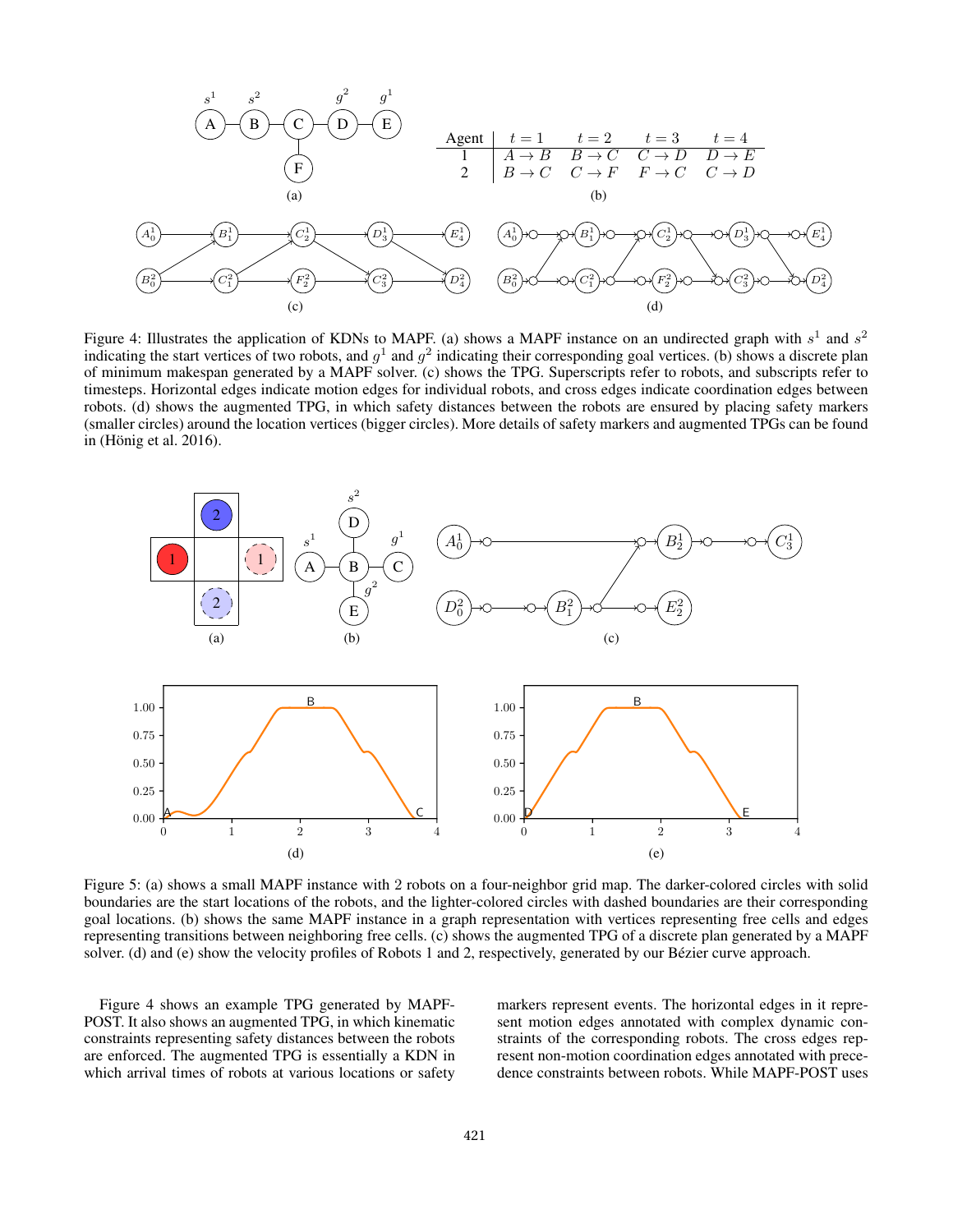| Agent | $t=1$ | $t=2$ | $t=3$ | $t=4$ |
|---|---|---|---|---|
| 1 | $A \rightarrow B$ | $B \rightarrow C$ | $C \rightarrow D$ | $D \rightarrow E$ |
| 2 | $B \rightarrow C$ | $C \rightarrow F$ | $F \rightarrow C$ | $C \rightarrow D$ |

Figure 4: Illustrates the application of KDNs to MAPF. (a) shows a MAPF instance on an undirected graph with $s^1$ and $s^2$ indicating the start vertices of two robots, and $g^1$ and $g^2$ indicating their corresponding goal vertices. (b) shows a discrete plan of minimum makespan generated by a MAPF solver. (c) shows the TPG. Superscripts refer to robots, and subscripts refer to timesteps. Horizontal edges indicate motion edges for individual robots, and cross edges indicate coordination edges between robots. (d) shows the augmented TPG, in which safety distances between the robots are ensured by placing safety markers (smaller circles) around the location vertices (bigger circles). More details of safety markers and augmented TPGs can be found in (Hönig et al. 2016).

Figure 5: (a) shows a small MAPF instance with 2 robots on a four-neighbor grid map. The darker-colored circles with solid boundaries are the start locations of the robots, and the lighter-colored circles with dashed boundaries are their corresponding goal locations. (b) shows the same MAPF instance in a graph representation with vertices representing free cells and edges representing transitions between neighboring free cells. (c) shows the augmented TPG of a discrete plan generated by a MAPF solver. (d) and (e) show the velocity profiles of Robots 1 and 2, respectively, generated by our Bézier curve approach.

Figure 4 shows an example TPG generated by MAPF-POST. It also shows an augmented TPG, in which kinematic constraints representing safety distances between the robots are enforced. The augmented TPG is essentially a KDN in which arrival times of robots at various locations or safety markers represent events. The horizontal edges in it represent motion edges annotated with complex dynamic constraints of the corresponding robots. The cross edges represent non-motion coordination edges annotated with precedence constraints between robots. While MAPF-POST uses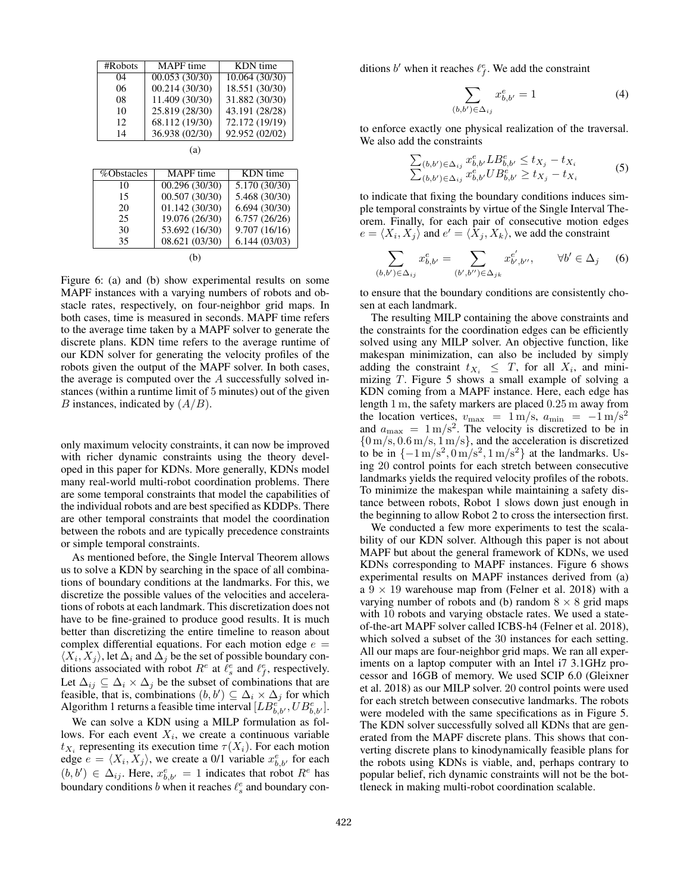| #Robots | MAPF time | KDN time |
|---|---|---|
| 04 | 00.053 (30/30) | 10.064 (30/30) |
| 06 | 00.214 (30/30) | 18.551 (30/30) |
| 08 | 11.409 (30/30) | 31.882 (30/30) |
| 10 | 25.819 (28/30) | 43.191 (28/28) |
| 12 | 68.112 (19/30) | 72.172 (19/19) |
| 14 | 36.938 (02/30) | 92.952 (02/02) |

(a)

| %Obstacles | MAPF time | KDN time |
|---|---|---|
| 10 | 00.296 (30/30) | 5.170 (30/30) |
| 15 | 00.507 (30/30) | 5.468 (30/30) |
| 20 | 01.142 (30/30) | 6.694 (30/30) |
| 25 | 19.076 (26/30) | 6.757 (26/26) |
| 30 | 53.692 (16/30) | 9.707 (16/16) |
| 35 | 08.621 (03/30) | 6.144 (03/03) |

(b)

Figure 6: (a) and (b) show experimental results on some MAPF instances with a varying numbers of robots and obstacle rates, respectively, on four-neighbor grid maps. In both cases, time is measured in seconds. MAPF time refers to the average time taken by a MAPF solver to generate the discrete plans. KDN time refers to the average runtime of our KDN solver for generating the velocity profiles of the robots given the output of the MAPF solver. In both cases, the average is computed over the $A$ successfully solved instances (within a runtime limit of 5 minutes) out of the given $B$ instances, indicated by $(A/B)$.

only maximum velocity constraints, it can now be improved with richer dynamic constraints using the theory developed in this paper for KDNs. More generally, KDNs model many real-world multi-robot coordination problems. There are some temporal constraints that model the capabilities of the individual robots and are best specified as KDDPs. There are other temporal constraints that model the coordination between the robots and are typically precedence constraints or simple temporal constraints.

As mentioned before, the Single Interval Theorem allows us to solve a KDN by searching in the space of all combinations of boundary conditions at the landmarks. For this, we discretize the possible values of the velocities and accelerations of robots at each landmark. This discretization does not have to be fine-grained to produce good results. It is much better than discretizing the entire timeline to reason about complex differential equations. For each motion edge $e = \langle X_i, X_j \rangle$, let $\Delta_i$ and $\Delta_j$ be the set of possible boundary conditions associated with robot $R^e$ at $\ell^e_s$ and $\ell^e_f$, respectively. Let $\Delta_{ij} \subseteq \Delta_i \times \Delta_j$ be the subset of combinations that are feasible, that is, combinations $(b, b') \subseteq \Delta_i \times \Delta_j$ for which Algorithm 1 returns a feasible time interval $[LB^e_{b,b'}, UB^e_{b,b'}]$.

We can solve a KDN using a MILP formulation as follows. For each event $X_i$, we create a continuous variable $t_{X_i}$ representing its execution time $\tau(X_i)$. For each motion edge $e = \langle X_i, X_j \rangle$, we create a 0/1 variable $x^e_{b,b'}$ for each $(b, b') \in \Delta_{ij}$. Here, $x^e_{b,b'} = 1$ indicates that robot $R^e$ has boundary conditions $b$ when it reaches $\ell^e_s$ and boundary conditions $b'$ when it reaches $\ell^e_f$. We add the constraint

$$\sum_{(b,b') \in \Delta_{ij}} x^e_{b,b'} = 1 \tag{4}$$

to enforce exactly one physical realization of the traversal. We also add the constraints

$$\begin{aligned} \textstyle\sum_{(b,b') \in \Delta_{ij}} x^e_{b,b'} LB^e_{b,b'} &\leq t_{X_j} - t_{X_i} \\ \textstyle\sum_{(b,b') \in \Delta_{ij}} x^e_{b,b'} UB^e_{b,b'} &\geq t_{X_j} - t_{X_i} \end{aligned} \tag{5}$$

to indicate that fixing the boundary conditions induces simple temporal constraints by virtue of the Single Interval Theorem. Finally, for each pair of consecutive motion edges $e = \langle X_i, X_j \rangle$ and $e' = \langle X_j, X_k \rangle$, we add the constraint

$$\sum_{(b,b') \in \Delta_{ij}} x^e_{b,b'} = \sum_{(b',b'') \in \Delta_{jk}} x^{e'}_{b',b''}, \qquad \forall b' \in \Delta_j \tag{6}$$

to ensure that the boundary conditions are consistently chosen at each landmark.

The resulting MILP containing the above constraints and the constraints for the coordination edges can be efficiently solved using any MILP solver. An objective function, like makespan minimization, can also be included by simply adding the constraint $t_{X_i} \leq T$, for all $X_i$, and minimizing $T$. Figure 5 shows a small example of solving a KDN coming from a MAPF instance. Here, each edge has length $1\,\mathrm{m}$, the safety markers are placed $0.25\,\mathrm{m}$ away from the location vertices, $v_{\max} = 1\,\mathrm{m/s}$, $a_{\min} = -1\,\mathrm{m/s^2}$ and $a_{\max} = 1\,\mathrm{m/s^2}$. The velocity is discretized to be in $\{0\,\mathrm{m/s}, 0.6\,\mathrm{m/s}, 1\,\mathrm{m/s}\}$, and the acceleration is discretized to be in $\{-1\,\mathrm{m/s^2}, 0\,\mathrm{m/s^2}, 1\,\mathrm{m/s^2}\}$ at the landmarks. Using 20 control points for each stretch between consecutive landmarks yields the required velocity profiles of the robots. To minimize the makespan while maintaining a safety distance between robots, Robot 1 slows down just enough in the beginning to allow Robot 2 to cross the intersection first.

We conducted a few more experiments to test the scalability of our KDN solver. Although this paper is not about MAPF but about the general framework of KDNs, we used KDNs corresponding to MAPF instances. Figure 6 shows experimental results on MAPF instances derived from (a) a $9 \times 19$ warehouse map from (Felner et al. 2018) with a varying number of robots and (b) random $8 \times 8$ grid maps with 10 robots and varying obstacle rates. We used a state-of-the-art MAPF solver called ICBS-h4 (Felner et al. 2018), which solved a subset of the 30 instances for each setting. All our maps are four-neighbor grid maps. We ran all experiments on a laptop computer with an Intel i7 3.1GHz processor and 16GB of memory. We used SCIP 6.0 (Gleixner et al. 2018) as our MILP solver. 20 control points were used for each stretch between consecutive landmarks. The robots were modeled with the same specifications as in Figure 5. The KDN solver successfully solved all KDNs that are generated from the MAPF discrete plans. This shows that converting discrete plans to kinodynamically feasible plans for the robots using KDNs is viable, and, perhaps contrary to popular belief, rich dynamic constraints will not be the bottleneck in making multi-robot coordination scalable.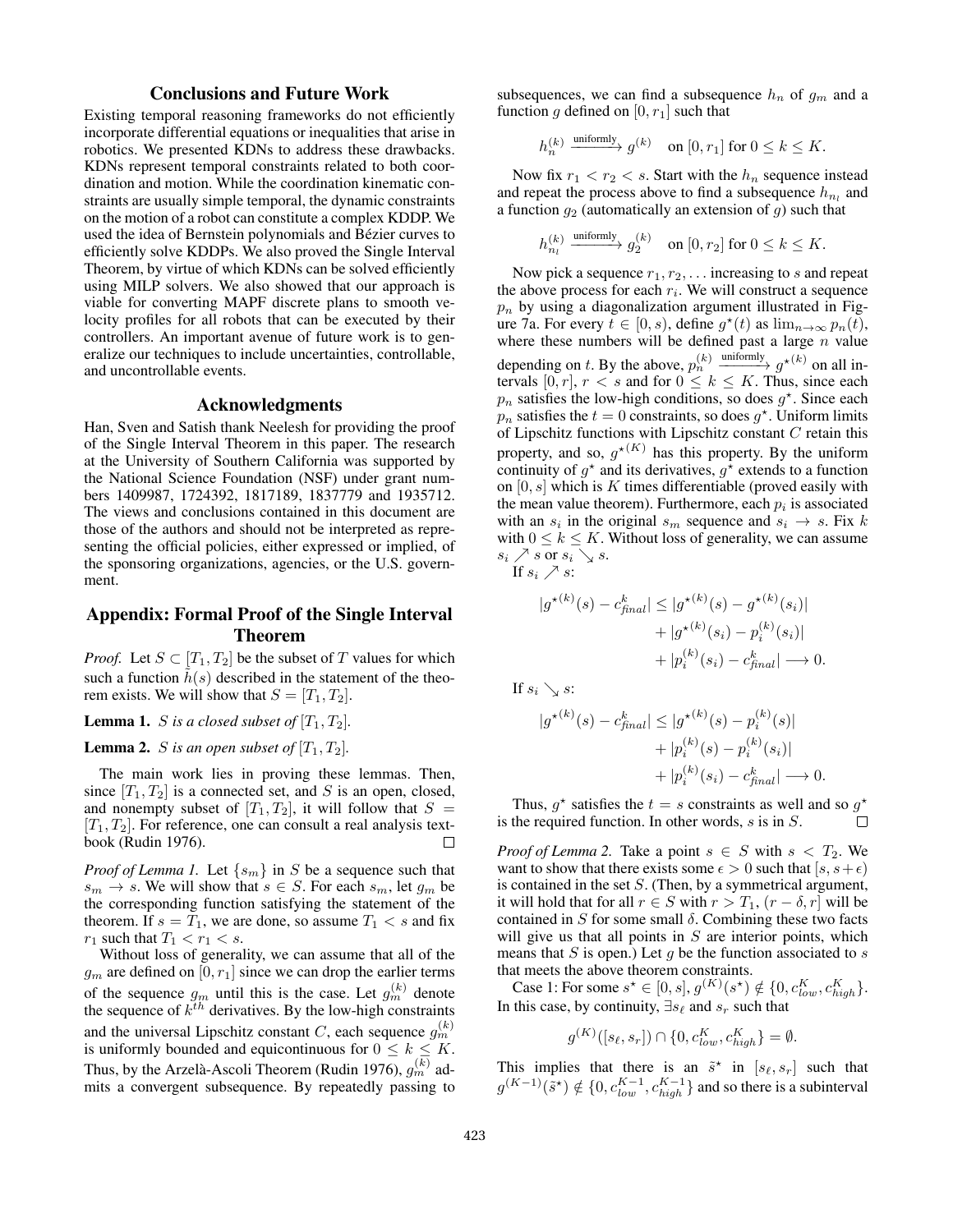## Conclusions and Future Work

Existing temporal reasoning frameworks do not efficiently incorporate differential equations or inequalities that arise in robotics. We presented KDNs to address these drawbacks. KDNs represent temporal constraints related to both coordination and motion. While the coordination kinematic constraints are usually simple temporal, the dynamic constraints on the motion of a robot can constitute a complex KDDP. We used the idea of Bernstein polynomials and Bézier curves to efficiently solve KDDPs. We also proved the Single Interval Theorem, by virtue of which KDNs can be solved efficiently using MILP solvers. We also showed that our approach is viable for converting MAPF discrete plans to smooth velocity profiles for all robots that can be executed by their controllers. An important avenue of future work is to generalize our techniques to include uncertainties, controllable, and uncontrollable events.

## Acknowledgments

Han, Sven and Satish thank Neelesh for providing the proof of the Single Interval Theorem in this paper. The research at the University of Southern California was supported by the National Science Foundation (NSF) under grant numbers 1409987, 1724392, 1817189, 1837779 and 1935712. The views and conclusions contained in this document are those of the authors and should not be interpreted as representing the official policies, either expressed or implied, of the sponsoring organizations, agencies, or the U.S. government.

## Appendix: Formal Proof of the Single Interval Theorem

*Proof.* Let $S \subset [T_1, T_2]$ be the subset of $T$ values for which such a function $\tilde{h}(s)$ described in the statement of the theorem exists. We will show that $S = [T_1, T_2]$.

**Lemma 1.** *$S$ is a closed subset of $[T_1, T_2]$.*

**Lemma 2.** *$S$ is an open subset of $[T_1, T_2]$.*

The main work lies in proving these lemmas. Then, since $[T_1, T_2]$ is a connected set, and $S$ is an open, closed, and nonempty subset of $[T_1, T_2]$, it will follow that $S = [T_1, T_2]$. For reference, one can consult a real analysis textbook (Rudin 1976). □

*Proof of Lemma 1.* Let $\{s_m\}$ in $S$ be a sequence such that $s_m \to s$. We will show that $s \in S$. For each $s_m$, let $g_m$ be the corresponding function satisfying the statement of the theorem. If $s = T_1$, we are done, so assume $T_1 < s$ and fix $r_1$ such that $T_1 < r_1 < s$.

Without loss of generality, we can assume that all of the $g_m$ are defined on $[0, r_1]$ since we can drop the earlier terms of the sequence $g_m$ until this is the case. Let $g_m^{(k)}$ denote the sequence of $k^{th}$ derivatives. By the low-high constraints and the universal Lipschitz constant $C$, each sequence $g_m^{(k)}$ is uniformly bounded and equicontinuous for $0 \leq k \leq K$. Thus, by the Arzelà-Ascoli Theorem (Rudin 1976), $g_m^{(k)}$ admits a convergent subsequence. By repeatedly passing to subsequences, we can find a subsequence $h_n$ of $g_m$ and a function $g$ defined on $[0, r_1]$ such that

$$h_n^{(k)} \xrightarrow{\text{uniformly}} g^{(k)} \quad \text{on } [0, r_1] \text{ for } 0 \leq k \leq K.$$

Now fix $r_1 < r_2 < s$. Start with the $h_n$ sequence instead and repeat the process above to find a subsequence $h_{n_l}$ and a function $g_2$ (automatically an extension of $g$) such that

$$h_{n_l}^{(k)} \xrightarrow{\text{uniformly}} g_2^{(k)} \quad \text{on } [0, r_2] \text{ for } 0 \leq k \leq K.$$

Now pick a sequence $r_1, r_2, \ldots$ increasing to $s$ and repeat the above process for each $r_i$. We will construct a sequence $p_n$ by using a diagonalization argument illustrated in Figure 7a. For every $t \in [0, s)$, define $g^\star(t)$ as $\lim_{n\to\infty} p_n(t)$, where these numbers will be defined past a large $n$ value depending on $t$. By the above, $p_n^{(k)} \xrightarrow{\text{uniformly}} g^{\star(k)}$ on all intervals $[0, r]$, $r < s$ and for $0 \leq k \leq K$. Thus, since each $p_n$ satisfies the low-high conditions, so does $g^\star$. Since each $p_n$ satisfies the $t = 0$ constraints, so does $g^\star$. Uniform limits of Lipschitz functions with Lipschitz constant $C$ retain this property, and so, $g^{\star(K)}$ has this property. By the uniform continuity of $g^\star$ and its derivatives, $g^\star$ extends to a function on $[0, s]$ which is $K$ times differentiable (proved easily with the mean value theorem). Furthermore, each $p_i$ is associated with an $s_i$ in the original $s_m$ sequence and $s_i \to s$. Fix $k$ with $0 \leq k \leq K$. Without loss of generality, we can assume $s_i \nearrow s$ or $s_i \searrow s$.

If $s_i \nearrow s$:

$$\begin{aligned}
|g^{\star(k)}(s) - c^k_{final}| \leq\ & |g^{\star(k)}(s) - g^{\star(k)}(s_i)| \\
&+ |g^{\star(k)}(s_i) - p_i^{(k)}(s_i)| \\
&+ |p_i^{(k)}(s_i) - c^k_{final}| \longrightarrow 0.
\end{aligned}$$

If $s_i \searrow s$:

$$\begin{aligned}
|g^{\star(k)}(s) - c^k_{final}| \leq\ & |g^{\star(k)}(s) - p_i^{(k)}(s)| \\
&+ |p_i^{(k)}(s) - p_i^{(k)}(s_i)| \\
&+ |p_i^{(k)}(s_i) - c^k_{final}| \longrightarrow 0.
\end{aligned}$$

Thus, $g^\star$ satisfies the $t = s$ constraints as well and so $g^\star$ is the required function. In other words, $s$ is in $S$. □

*Proof of Lemma 2.* Take a point $s \in S$ with $s < T_2$. We want to show that there exists some $\epsilon > 0$ such that $[s, s+\epsilon)$ is contained in the set $S$. (Then, by a symmetrical argument, it will hold that for all $r \in S$ with $r > T_1$, $(r - \delta, r]$ will be contained in $S$ for some small $\delta$. Combining these two facts will give us that all points in $S$ are interior points, which means that $S$ is open.) Let $g$ be the function associated to $s$ that meets the above theorem constraints.

Case 1: For some $s^\star \in [0, s]$, $g^{(K)}(s^\star) \notin \{0, c^K_{low}, c^K_{high}\}$. In this case, by continuity, $\exists s_\ell$ and $s_r$ such that

$$g^{(K)}([s_\ell, s_r]) \cap \{0, c^K_{low}, c^K_{high}\} = \emptyset.$$

This implies that there is an $\tilde{s}^\star$ in $[s_\ell, s_r]$ such that $g^{(K-1)}(\tilde{s}^\star) \notin \{0, c^{K-1}_{low}, c^{K-1}_{high}\}$ and so there is a subinterval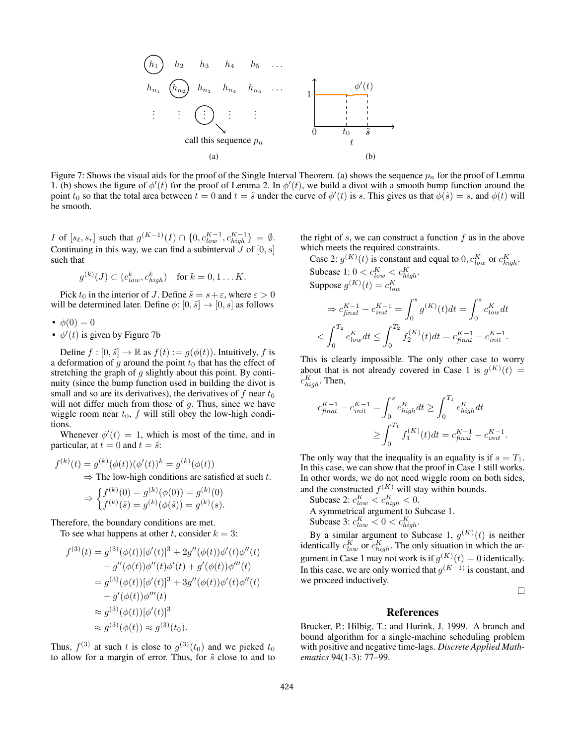Figure 7: Shows the visual aids for the proof of the Single Interval Theorem. (a) shows the sequence $p_n$ for the proof of Lemma 1. (b) shows the figure of $\phi'(t)$ for the proof of Lemma 2. In $\phi'(t)$, we build a divot with a smooth bump function around the point $t_0$ so that the total area between $t = 0$ and $t = \tilde{s}$ under the curve of $\phi'(t)$ is $s$. This gives us that $\phi(\tilde{s}) = s$, and $\phi(t)$ will be smooth.

$I$ of $[s_\ell, s_r]$ such that $g^{(K-1)}(I) \cap \{0, c_{low}^{K-1}, c_{high}^{K-1}\} = \emptyset$. Continuing in this way, we can find a subinterval $J$ of $[0, s]$ such that

$$g^{(k)}(J) \subset (c_{low}^k, c_{high}^k) \quad \text{for } k = 0, 1 \dots K.$$

Pick $t_0$ in the interior of $J$. Define $\tilde{s} = s + \varepsilon$, where $\varepsilon > 0$ will be determined later. Define $\phi$: $[0, \tilde{s}] \to [0, s]$ as follows

- $\phi(0) = 0$
- $\phi'(t)$ is given by Figure 7b

Define $f : [0, \tilde{s}] \to \mathbb{R}$ as $f(t) := g(\phi(t))$. Intuitively, $f$ is a deformation of $g$ around the point $t_0$ that has the effect of stretching the graph of $g$ slightly about this point. By continuity (since the bump function used in building the divot is small and so are its derivatives), the derivatives of $f$ near $t_0$ will not differ much from those of $g$. Thus, since we have wiggle room near $t_0$, $f$ will still obey the low-high conditions.

Whenever $\phi'(t) = 1$, which is most of the time, and in particular, at $t = 0$ and $t = \tilde{s}$:

$$f^{(k)}(t) = g^{(k)}(\phi(t))(\phi'(t))^k = g^{(k)}(\phi(t))$$

$\Rightarrow$ The low-high conditions are satisfied at such $t$.

$$\Rightarrow \begin{cases} f^{(k)}(0) = g^{(k)}(\phi(0)) = g^{(k)}(0) \\ f^{(k)}(\tilde{s}) = g^{(k)}(\phi(\tilde{s})) = g^{(k)}(s). \end{cases}$$

Therefore, the boundary conditions are met.

To see what happens at other $t$, consider $k = 3$:

$$\begin{aligned} f^{(3)}(t) &= g^{(3)}(\phi(t))[\phi'(t)]^3 + 2g''(\phi(t))\phi'(t)\phi''(t) \\ &\quad + g''(\phi(t))\phi''(t)\phi'(t) + g'(\phi(t))\phi'''(t) \\ &= g^{(3)}(\phi(t))[\phi'(t)]^3 + 3g''(\phi(t))\phi'(t)\phi''(t) \\ &\quad + g'(\phi(t))\phi'''(t) \\ &\approx g^{(3)}(\phi(t))[\phi'(t)]^3 \\ &\approx g^{(3)}(\phi(t)) \approx g^{(3)}(t_0). \end{aligned}$$

Thus, $f^{(3)}$ at such $t$ is close to $g^{(3)}(t_0)$ and we picked $t_0$ to allow for a margin of error. Thus, for $\tilde{s}$ close to and to the right of $s$, we can construct a function $f$ as in the above which meets the required constraints.

Case 2: $g^{(K)}(t)$ is constant and equal to $0, c_{low}^K$ or $c_{high}^K$.

Subcase 1: $0 < c_{low}^K < c_{high}^K$.

Suppose $g^{(K)}(t) = c_{low}^K$

$$\Rightarrow c_{final}^{K-1} - c_{init}^{K-1} = \int_0^s g^{(K)}(t)dt = \int_0^s c_{low}^K dt$$

$$< \int_0^{T_2} c_{low}^K dt \leq \int_0^{T_2} f_2^{(K)}(t)dt = c_{final}^{K-1} - c_{init}^{K-1}.$$

This is clearly impossible. The only other case to worry about that is not already covered in Case 1 is $g^{(K)}(t) = c_{high}^K$. Then,

$$\begin{aligned} c_{final}^{K-1} - c_{init}^{K-1} &= \int_0^s c_{high}^K dt \geq \int_0^{T_1} c_{high}^K dt \\ &\geq \int_0^{T_1} f_1^{(K)}(t)dt = c_{final}^{K-1} - c_{init}^{K-1}. \end{aligned}$$

The only way that the inequality is an equality is if $s = T_1$. In this case, we can show that the proof in Case 1 still works. In other words, we do not need wiggle room on both sides, and the constructed $f^{(K)}$ will stay within bounds.

Subcase 2: $c_{low}^K < c_{high}^K < 0$.

A symmetrical argument to Subcase 1.

Subcase 3: $c_{low}^K < 0 < c_{high}^K$.

By a similar argument to Subcase 1, $g^{(K)}(t)$ is neither identically $c_{low}^K$ or $c_{high}^K$. The only situation in which the argument in Case 1 may not work is if $g^{(K)}(t) = 0$ identically. In this case, we are only worried that $g^{(K-1)}$ is constant, and we proceed inductively.

□

## References

Brucker, P.; Hilbig, T.; and Hurink, J. 1999. A branch and bound algorithm for a single-machine scheduling problem with positive and negative time-lags. *Discrete Applied Mathematics* 94(1-3): 77–99.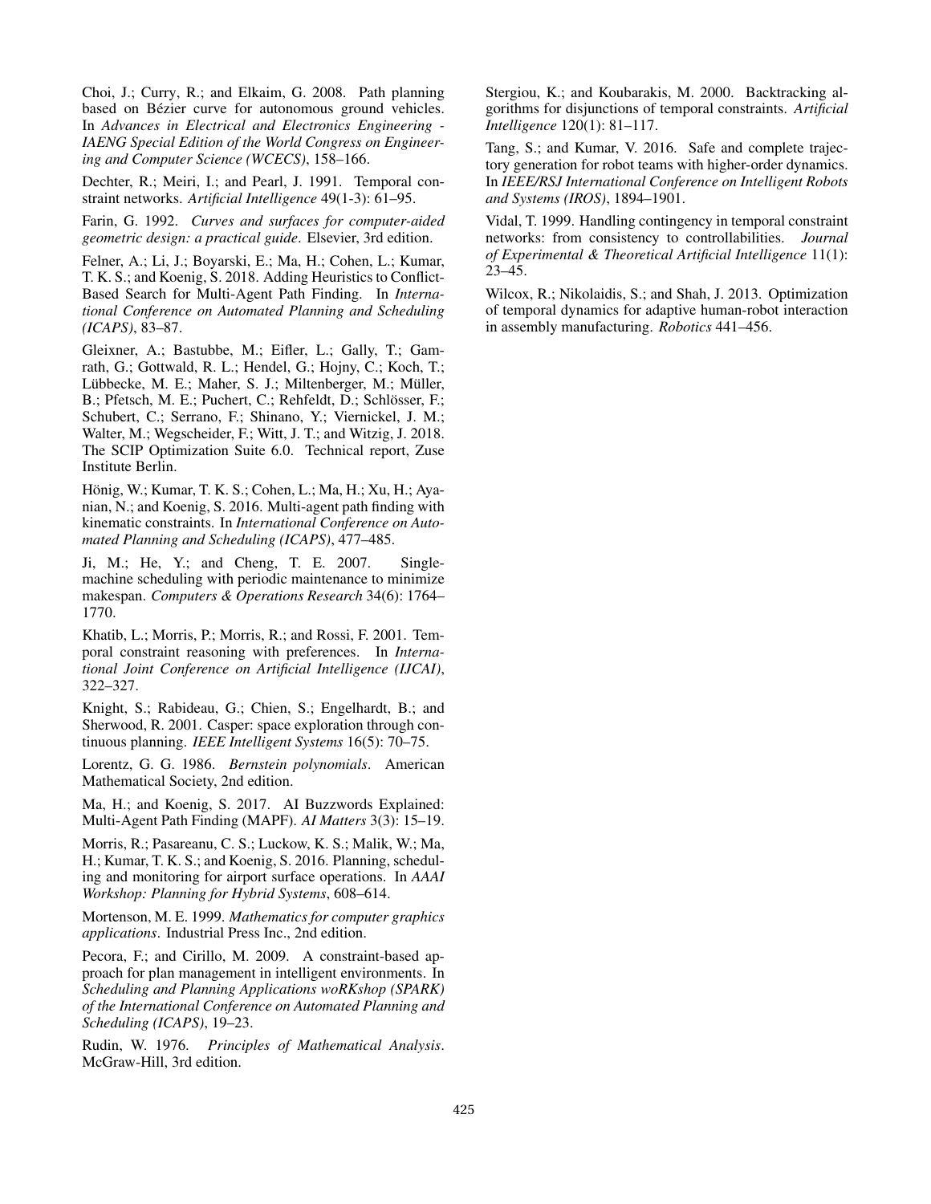Choi, J.; Curry, R.; and Elkaim, G. 2008. Path planning based on Bézier curve for autonomous ground vehicles. In *Advances in Electrical and Electronics Engineering - IAENG Special Edition of the World Congress on Engineering and Computer Science (WCECS)*, 158–166.

Dechter, R.; Meiri, I.; and Pearl, J. 1991. Temporal constraint networks. *Artificial Intelligence* 49(1-3): 61–95.

Farin, G. 1992. *Curves and surfaces for computer-aided geometric design: a practical guide*. Elsevier, 3rd edition.

Felner, A.; Li, J.; Boyarski, E.; Ma, H.; Cohen, L.; Kumar, T. K. S.; and Koenig, S. 2018. Adding Heuristics to Conflict-Based Search for Multi-Agent Path Finding. In *International Conference on Automated Planning and Scheduling (ICAPS)*, 83–87.

Gleixner, A.; Bastubbe, M.; Eifler, L.; Gally, T.; Gamrath, G.; Gottwald, R. L.; Hendel, G.; Hojny, C.; Koch, T.; Lübbecke, M. E.; Maher, S. J.; Miltenberger, M.; Müller, B.; Pfetsch, M. E.; Puchert, C.; Rehfeldt, D.; Schlösser, F.; Schubert, C.; Serrano, F.; Shinano, Y.; Viernickel, J. M.; Walter, M.; Wegscheider, F.; Witt, J. T.; and Witzig, J. 2018. The SCIP Optimization Suite 6.0. Technical report, Zuse Institute Berlin.

Hönig, W.; Kumar, T. K. S.; Cohen, L.; Ma, H.; Xu, H.; Ayanian, N.; and Koenig, S. 2016. Multi-agent path finding with kinematic constraints. In *International Conference on Automated Planning and Scheduling (ICAPS)*, 477–485.

Ji, M.; He, Y.; and Cheng, T. E. 2007. Single-machine scheduling with periodic maintenance to minimize makespan. *Computers & Operations Research* 34(6): 1764–1770.

Khatib, L.; Morris, P.; Morris, R.; and Rossi, F. 2001. Temporal constraint reasoning with preferences. In *International Joint Conference on Artificial Intelligence (IJCAI)*, 322–327.

Knight, S.; Rabideau, G.; Chien, S.; Engelhardt, B.; and Sherwood, R. 2001. Casper: space exploration through continuous planning. *IEEE Intelligent Systems* 16(5): 70–75.

Lorentz, G. G. 1986. *Bernstein polynomials*. American Mathematical Society, 2nd edition.

Ma, H.; and Koenig, S. 2017. AI Buzzwords Explained: Multi-Agent Path Finding (MAPF). *AI Matters* 3(3): 15–19.

Morris, R.; Pasareanu, C. S.; Luckow, K. S.; Malik, W.; Ma, H.; Kumar, T. K. S.; and Koenig, S. 2016. Planning, scheduling and monitoring for airport surface operations. In *AAAI Workshop: Planning for Hybrid Systems*, 608–614.

Mortenson, M. E. 1999. *Mathematics for computer graphics applications*. Industrial Press Inc., 2nd edition.

Pecora, F.; and Cirillo, M. 2009. A constraint-based approach for plan management in intelligent environments. In *Scheduling and Planning Applications woRKshop (SPARK) of the International Conference on Automated Planning and Scheduling (ICAPS)*, 19–23.

Rudin, W. 1976. *Principles of Mathematical Analysis*. McGraw-Hill, 3rd edition.

Stergiou, K.; and Koubarakis, M. 2000. Backtracking algorithms for disjunctions of temporal constraints. *Artificial Intelligence* 120(1): 81–117.

Tang, S.; and Kumar, V. 2016. Safe and complete trajectory generation for robot teams with higher-order dynamics. In *IEEE/RSJ International Conference on Intelligent Robots and Systems (IROS)*, 1894–1901.

Vidal, T. 1999. Handling contingency in temporal constraint networks: from consistency to controllabilities. *Journal of Experimental & Theoretical Artificial Intelligence* 11(1): 23–45.

Wilcox, R.; Nikolaidis, S.; and Shah, J. 2013. Optimization of temporal dynamics for adaptive human-robot interaction in assembly manufacturing. *Robotics* 441–456.